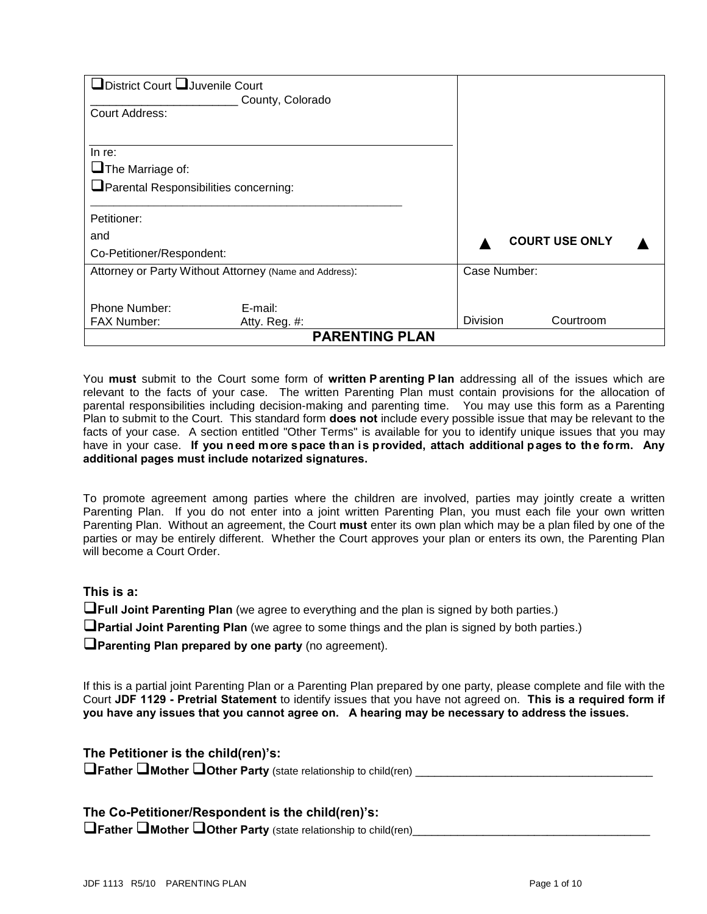| ❑District Court ❑Juvenile Court<br>______________________ County, Colorado<br>Court Address:<br><br>In re:<br>❑The Marriage of:<br>❑Parental Responsibilities concerning:<br>_______________________________________________<br>Petitioner:<br>and<br>Co-Petitioner/Respondent: | ▲ COURT USE ONLY ▲ |
|---|---|
| Attorney or Party Without Attorney (Name and Address):<br><br>Phone Number: E-mail:<br>FAX Number: Atty. Reg. #: | Case Number:<br><br><br>Division Courtroom |
| **PARENTING PLAN** | |

You **must** submit to the Court some form of **written Parenting Plan** addressing all of the issues which are relevant to the facts of your case. The written Parenting Plan must contain provisions for the allocation of parental responsibilities including decision-making and parenting time. You may use this form as a Parenting Plan to submit to the Court. This standard form **does not** include every possible issue that may be relevant to the facts of your case. A section entitled "Other Terms" is available for you to identify unique issues that you may have in your case. **If you need more space than is provided, attach additional pages to the form. Any additional pages must include notarized signatures.**

To promote agreement among parties where the children are involved, parties may jointly create a written Parenting Plan. If you do not enter into a joint written Parenting Plan, you must each file your own written Parenting Plan. Without an agreement, the Court **must** enter its own plan which may be a plan filed by one of the parties or may be entirely different. Whether the Court approves your plan or enters its own, the Parenting Plan will become a Court Order.

### This is a:

❑**Full Joint Parenting Plan** (we agree to everything and the plan is signed by both parties.)

❑**Partial Joint Parenting Plan** (we agree to some things and the plan is signed by both parties.)

❑**Parenting Plan prepared by one party** (no agreement).

If this is a partial joint Parenting Plan or a Parenting Plan prepared by one party, please complete and file with the Court **JDF 1129 - Pretrial Statement** to identify issues that you have not agreed on. **This is a required form if you have any issues that you cannot agree on. A hearing may be necessary to address the issues.**

### The Petitioner is the child(ren)'s:

❑**Father** ❑**Mother** ❑**Other Party** (state relationship to child(ren) ________________________________________

### The Co-Petitioner/Respondent is the child(ren)'s:

❑**Father** ❑**Mother** ❑**Other Party** (state relationship to child(ren)________________________________________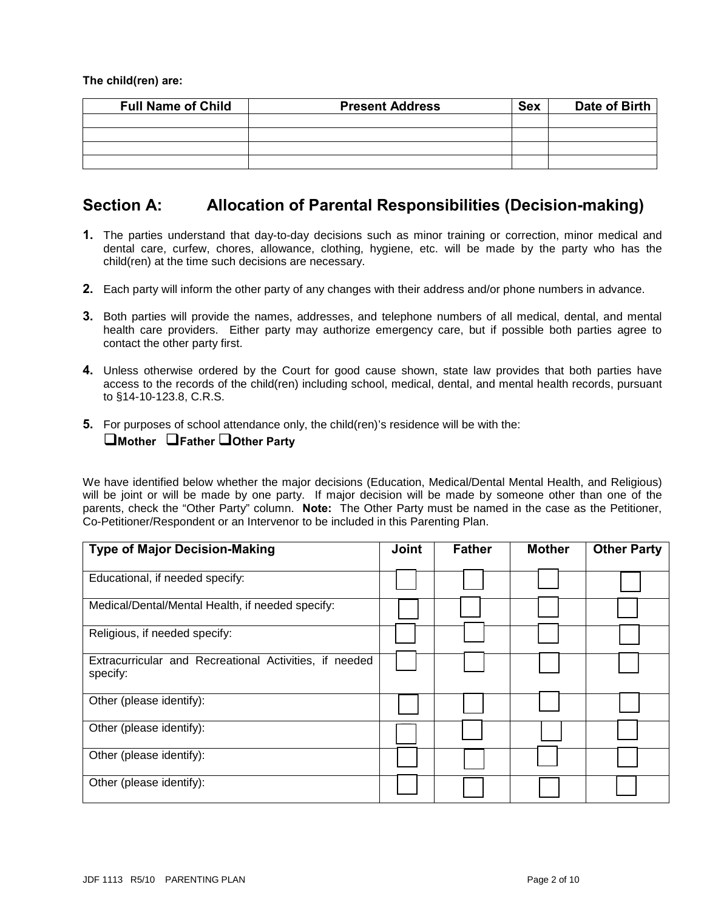**The child(ren) are:**

| Full Name of Child | Present Address | Sex | Date of Birth |
|---|---|---|---|
| | | | |
| | | | |
| | | | |
| | | | |

## Section A: Allocation of Parental Responsibilities (Decision-making)

**1.** The parties understand that day-to-day decisions such as minor training or correction, minor medical and dental care, curfew, chores, allowance, clothing, hygiene, etc. will be made by the party who has the child(ren) at the time such decisions are necessary.

**2.** Each party will inform the other party of any changes with their address and/or phone numbers in advance.

**3.** Both parties will provide the names, addresses, and telephone numbers of all medical, dental, and mental health care providers. Either party may authorize emergency care, but if possible both parties agree to contact the other party first.

**4.** Unless otherwise ordered by the Court for good cause shown, state law provides that both parties have access to the records of the child(ren) including school, medical, dental, and mental health records, pursuant to §14-10-123.8, C.R.S.

**5.** For purposes of school attendance only, the child(ren)'s residence will be with the:
☐**Mother** ☐**Father** ☐**Other Party**

We have identified below whether the major decisions (Education, Medical/Dental Mental Health, and Religious) will be joint or will be made by one party. If major decision will be made by someone other than one of the parents, check the "Other Party" column. **Note:** The Other Party must be named in the case as the Petitioner, Co-Petitioner/Respondent or an Intervenor to be included in this Parenting Plan.

| Type of Major Decision-Making | Joint | Father | Mother | Other Party |
|---|---|---|---|---|
| Educational, if needed specify: | ☐ | ☐ | ☐ | ☐ |
| Medical/Dental/Mental Health, if needed specify: | ☐ | ☐ | ☐ | ☐ |
| Religious, if needed specify: | ☐ | ☐ | ☐ | ☐ |
| Extracurricular and Recreational Activities, if needed specify: | ☐ | ☐ | ☐ | ☐ |
| Other (please identify): | ☐ | ☐ | ☐ | ☐ |
| Other (please identify): | ☐ | ☐ | ☐ | ☐ |
| Other (please identify): | ☐ | ☐ | ☐ | ☐ |
| Other (please identify): | ☐ | ☐ | ☐ | ☐ |

JDF 1113 R5/10 PARENTING PLAN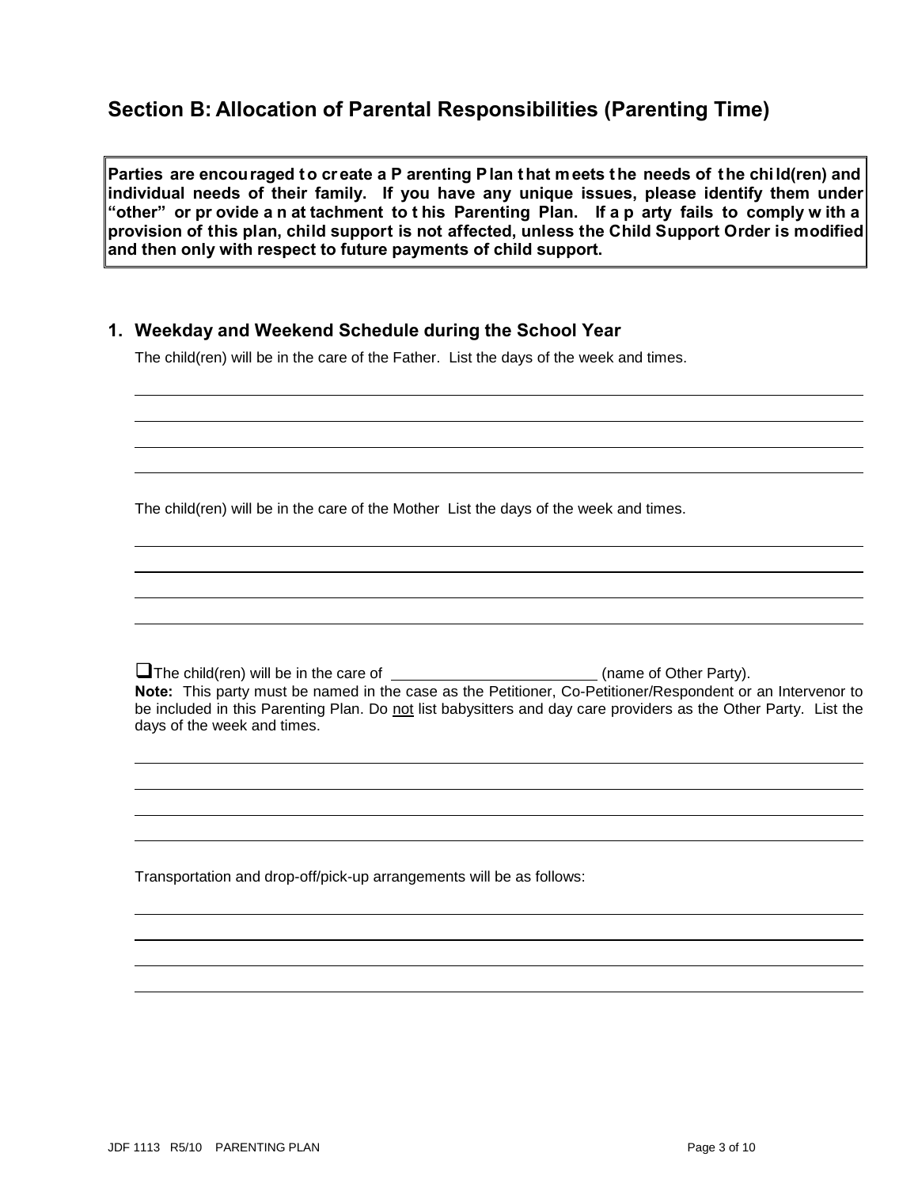## Section B: Allocation of Parental Responsibilities (Parenting Time)

**Parties are encouraged to create a Parenting Plan that meets the needs of the child(ren) and individual needs of their family. If you have any unique issues, please identify them under "other" or provide an attachment to this Parenting Plan. If a party fails to comply with a provision of this plan, child support is not affected, unless the Child Support Order is modified and then only with respect to future payments of child support.**

### 1. Weekday and Weekend Schedule during the School Year

The child(ren) will be in the care of the Father. List the days of the week and times.

\_\_\_\_\_\_\_\_\_\_\_\_\_\_\_\_\_\_\_\_\_\_\_\_\_\_\_\_\_\_\_\_\_\_\_\_\_\_\_\_\_\_\_\_\_\_\_\_\_\_\_\_\_\_\_\_\_\_\_\_\_\_\_\_

\_\_\_\_\_\_\_\_\_\_\_\_\_\_\_\_\_\_\_\_\_\_\_\_\_\_\_\_\_\_\_\_\_\_\_\_\_\_\_\_\_\_\_\_\_\_\_\_\_\_\_\_\_\_\_\_\_\_\_\_\_\_\_\_

\_\_\_\_\_\_\_\_\_\_\_\_\_\_\_\_\_\_\_\_\_\_\_\_\_\_\_\_\_\_\_\_\_\_\_\_\_\_\_\_\_\_\_\_\_\_\_\_\_\_\_\_\_\_\_\_\_\_\_\_\_\_\_\_

\_\_\_\_\_\_\_\_\_\_\_\_\_\_\_\_\_\_\_\_\_\_\_\_\_\_\_\_\_\_\_\_\_\_\_\_\_\_\_\_\_\_\_\_\_\_\_\_\_\_\_\_\_\_\_\_\_\_\_\_\_\_\_\_

The child(ren) will be in the care of the Mother List the days of the week and times.

\_\_\_\_\_\_\_\_\_\_\_\_\_\_\_\_\_\_\_\_\_\_\_\_\_\_\_\_\_\_\_\_\_\_\_\_\_\_\_\_\_\_\_\_\_\_\_\_\_\_\_\_\_\_\_\_\_\_\_\_\_\_\_\_

\_\_\_\_\_\_\_\_\_\_\_\_\_\_\_\_\_\_\_\_\_\_\_\_\_\_\_\_\_\_\_\_\_\_\_\_\_\_\_\_\_\_\_\_\_\_\_\_\_\_\_\_\_\_\_\_\_\_\_\_\_\_\_\_

\_\_\_\_\_\_\_\_\_\_\_\_\_\_\_\_\_\_\_\_\_\_\_\_\_\_\_\_\_\_\_\_\_\_\_\_\_\_\_\_\_\_\_\_\_\_\_\_\_\_\_\_\_\_\_\_\_\_\_\_\_\_\_\_

\_\_\_\_\_\_\_\_\_\_\_\_\_\_\_\_\_\_\_\_\_\_\_\_\_\_\_\_\_\_\_\_\_\_\_\_\_\_\_\_\_\_\_\_\_\_\_\_\_\_\_\_\_\_\_\_\_\_\_\_\_\_\_\_

☐ The child(ren) will be in the care of \_\_\_\_\_\_\_\_\_\_\_\_\_\_\_\_\_\_\_\_\_\_\_\_\_\_ (name of Other Party).

**Note:** This party must be named in the case as the Petitioner, Co-Petitioner/Respondent or an Intervenor to be included in this Parenting Plan. Do not list babysitters and day care providers as the Other Party. List the days of the week and times.

\_\_\_\_\_\_\_\_\_\_\_\_\_\_\_\_\_\_\_\_\_\_\_\_\_\_\_\_\_\_\_\_\_\_\_\_\_\_\_\_\_\_\_\_\_\_\_\_\_\_\_\_\_\_\_\_\_\_\_\_\_\_\_\_

\_\_\_\_\_\_\_\_\_\_\_\_\_\_\_\_\_\_\_\_\_\_\_\_\_\_\_\_\_\_\_\_\_\_\_\_\_\_\_\_\_\_\_\_\_\_\_\_\_\_\_\_\_\_\_\_\_\_\_\_\_\_\_\_

\_\_\_\_\_\_\_\_\_\_\_\_\_\_\_\_\_\_\_\_\_\_\_\_\_\_\_\_\_\_\_\_\_\_\_\_\_\_\_\_\_\_\_\_\_\_\_\_\_\_\_\_\_\_\_\_\_\_\_\_\_\_\_\_

\_\_\_\_\_\_\_\_\_\_\_\_\_\_\_\_\_\_\_\_\_\_\_\_\_\_\_\_\_\_\_\_\_\_\_\_\_\_\_\_\_\_\_\_\_\_\_\_\_\_\_\_\_\_\_\_\_\_\_\_\_\_\_\_

Transportation and drop-off/pick-up arrangements will be as follows:

\_\_\_\_\_\_\_\_\_\_\_\_\_\_\_\_\_\_\_\_\_\_\_\_\_\_\_\_\_\_\_\_\_\_\_\_\_\_\_\_\_\_\_\_\_\_\_\_\_\_\_\_\_\_\_\_\_\_\_\_\_\_\_\_

\_\_\_\_\_\_\_\_\_\_\_\_\_\_\_\_\_\_\_\_\_\_\_\_\_\_\_\_\_\_\_\_\_\_\_\_\_\_\_\_\_\_\_\_\_\_\_\_\_\_\_\_\_\_\_\_\_\_\_\_\_\_\_\_

\_\_\_\_\_\_\_\_\_\_\_\_\_\_\_\_\_\_\_\_\_\_\_\_\_\_\_\_\_\_\_\_\_\_\_\_\_\_\_\_\_\_\_\_\_\_\_\_\_\_\_\_\_\_\_\_\_\_\_\_\_\_\_\_

\_\_\_\_\_\_\_\_\_\_\_\_\_\_\_\_\_\_\_\_\_\_\_\_\_\_\_\_\_\_\_\_\_\_\_\_\_\_\_\_\_\_\_\_\_\_\_\_\_\_\_\_\_\_\_\_\_\_\_\_\_\_\_\_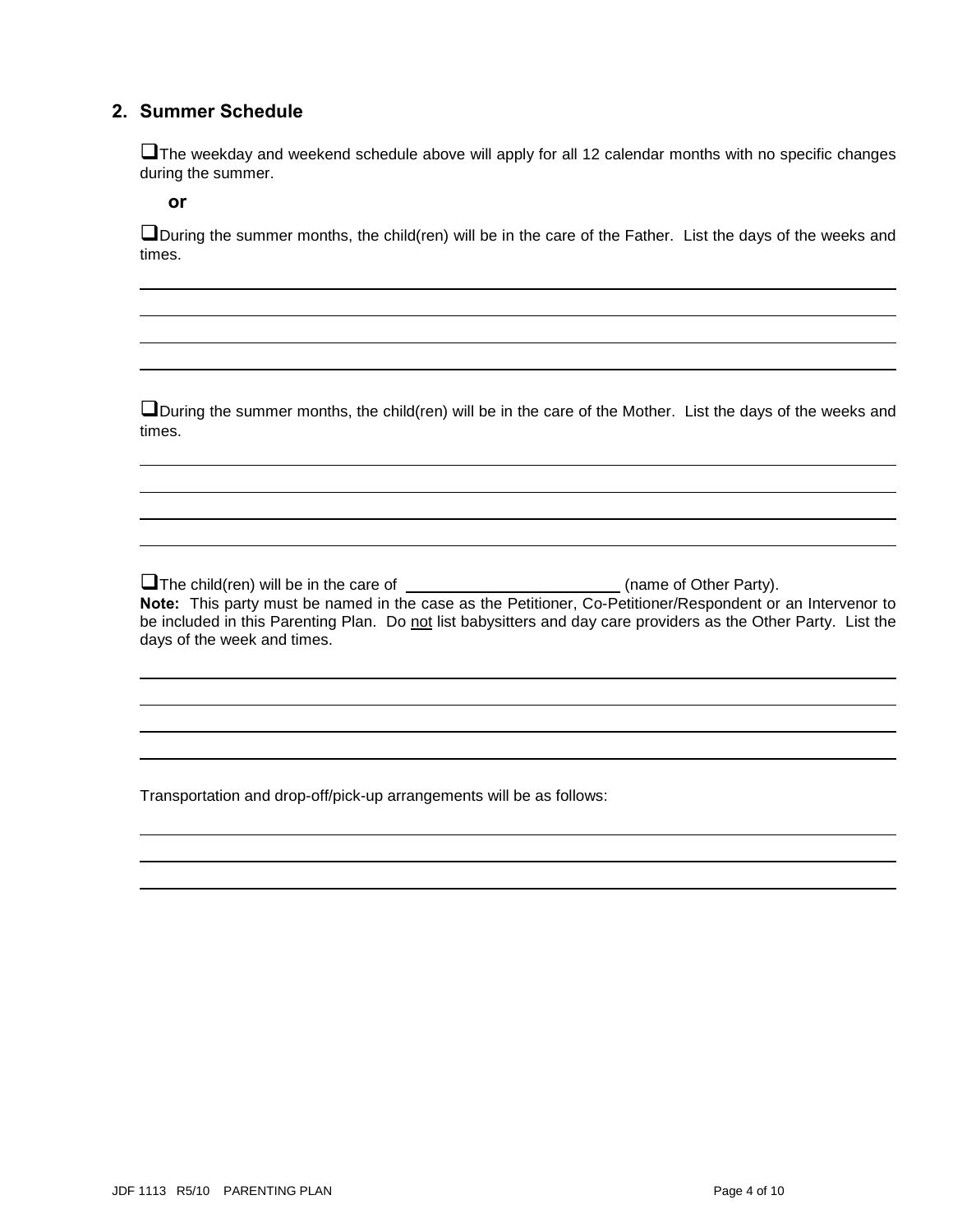## 2. Summer Schedule

☐ The weekday and weekend schedule above will apply for all 12 calendar months with no specific changes during the summer.

**or**

☐ During the summer months, the child(ren) will be in the care of the Father. List the days of the weeks and times.

______________________________________________________________________________

______________________________________________________________________________

______________________________________________________________________________

______________________________________________________________________________

☐ During the summer months, the child(ren) will be in the care of the Mother. List the days of the weeks and times.

______________________________________________________________________________

______________________________________________________________________________

______________________________________________________________________________

______________________________________________________________________________

☐ The child(ren) will be in the care of ________________________ (name of Other Party).

**Note:** This party must be named in the case as the Petitioner, Co-Petitioner/Respondent or an Intervenor to be included in this Parenting Plan. Do not list babysitters and day care providers as the Other Party. List the days of the week and times.

______________________________________________________________________________

______________________________________________________________________________

______________________________________________________________________________

______________________________________________________________________________

Transportation and drop-off/pick-up arrangements will be as follows:

______________________________________________________________________________

______________________________________________________________________________

______________________________________________________________________________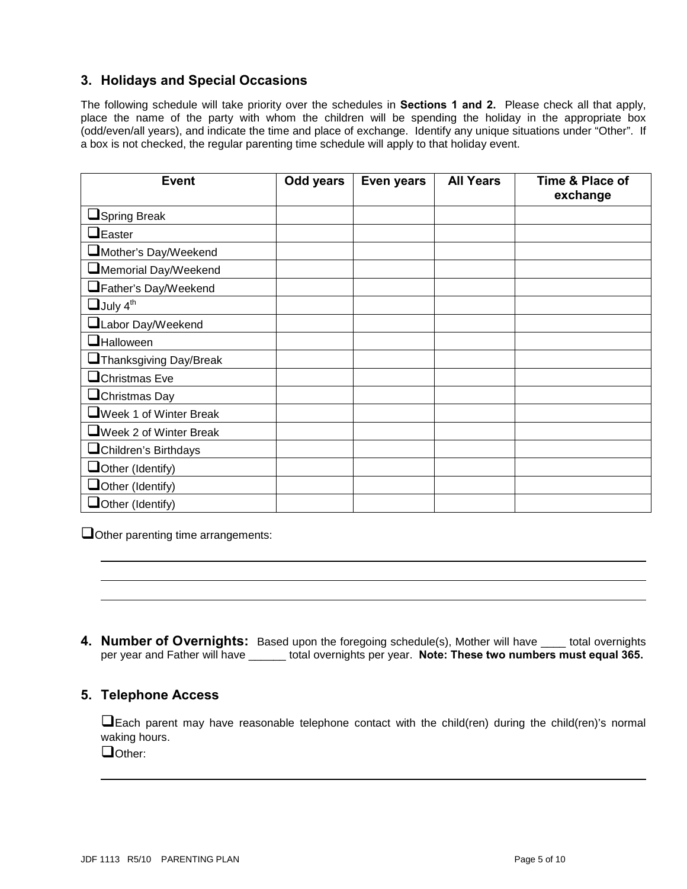## 3. Holidays and Special Occasions

The following schedule will take priority over the schedules in **Sections 1 and 2.** Please check all that apply, place the name of the party with whom the children will be spending the holiday in the appropriate box (odd/even/all years), and indicate the time and place of exchange. Identify any unique situations under "Other". If a box is not checked, the regular parenting time schedule will apply to that holiday event.

| Event | Odd years | Even years | All Years | Time & Place of exchange |
|---|---|---|---|---|
| ❑Spring Break | | | | |
| ❑Easter | | | | |
| ❑Mother's Day/Weekend | | | | |
| ❑Memorial Day/Weekend | | | | |
| ❑Father's Day/Weekend | | | | |
| ❑July 4th | | | | |
| ❑Labor Day/Weekend | | | | |
| ❑Halloween | | | | |
| ❑Thanksgiving Day/Break | | | | |
| ❑Christmas Eve | | | | |
| ❑Christmas Day | | | | |
| ❑Week 1 of Winter Break | | | | |
| ❑Week 2 of Winter Break | | | | |
| ❑Children's Birthdays | | | | |
| ❑Other (Identify) | | | | |
| ❑Other (Identify) | | | | |
| ❑Other (Identify) | | | | |

❑Other parenting time arrangements:

\_\_\_\_\_\_\_\_\_\_\_\_\_\_\_\_\_\_\_\_\_\_\_\_\_\_\_\_\_\_\_\_\_\_\_\_\_\_\_\_\_\_\_\_\_\_\_\_\_\_\_\_\_\_\_\_\_\_\_\_\_\_\_\_\_\_\_\_\_\_\_\_\_\_\_\_\_\_

\_\_\_\_\_\_\_\_\_\_\_\_\_\_\_\_\_\_\_\_\_\_\_\_\_\_\_\_\_\_\_\_\_\_\_\_\_\_\_\_\_\_\_\_\_\_\_\_\_\_\_\_\_\_\_\_\_\_\_\_\_\_\_\_\_\_\_\_\_\_\_\_\_\_\_\_\_\_

\_\_\_\_\_\_\_\_\_\_\_\_\_\_\_\_\_\_\_\_\_\_\_\_\_\_\_\_\_\_\_\_\_\_\_\_\_\_\_\_\_\_\_\_\_\_\_\_\_\_\_\_\_\_\_\_\_\_\_\_\_\_\_\_\_\_\_\_\_\_\_\_\_\_\_\_\_\_

## 4. Number of Overnights:

Based upon the foregoing schedule(s), Mother will have \_\_\_\_ total overnights per year and Father will have \_\_\_\_\_\_ total overnights per year. **Note: These two numbers must equal 365.**

## 5. Telephone Access

❑Each parent may have reasonable telephone contact with the child(ren) during the child(ren)'s normal waking hours.

❑Other:

\_\_\_\_\_\_\_\_\_\_\_\_\_\_\_\_\_\_\_\_\_\_\_\_\_\_\_\_\_\_\_\_\_\_\_\_\_\_\_\_\_\_\_\_\_\_\_\_\_\_\_\_\_\_\_\_\_\_\_\_\_\_\_\_\_\_\_\_\_\_\_\_\_\_\_\_\_\_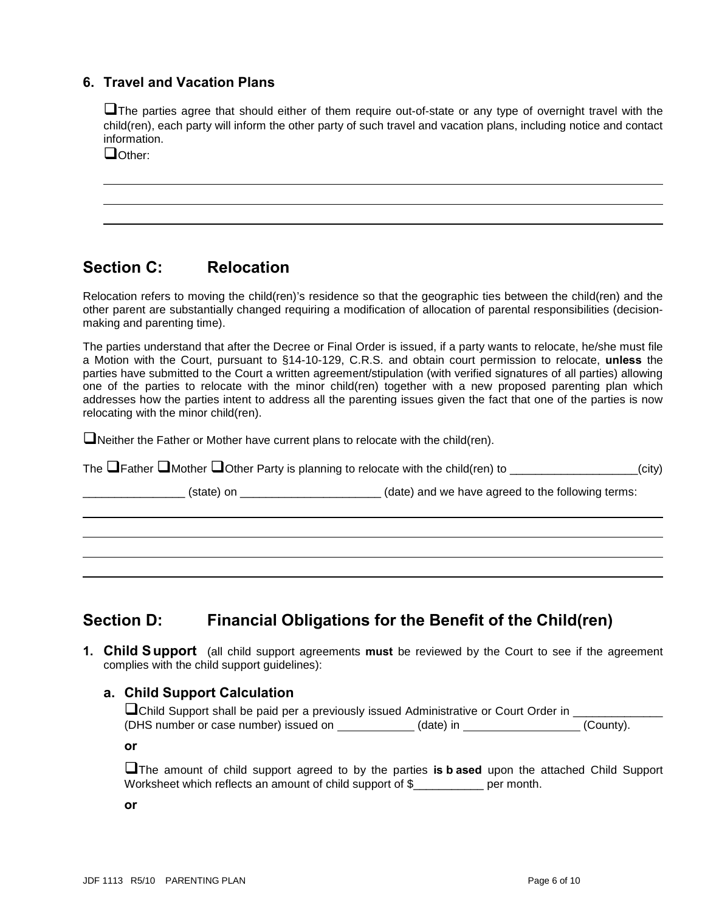### 6. Travel and Vacation Plans

❑The parties agree that should either of them require out-of-state or any type of overnight travel with the child(ren), each party will inform the other party of such travel and vacation plans, including notice and contact information.

❑Other:

\_\_\_\_\_\_\_\_\_\_\_\_\_\_\_\_\_\_\_\_\_\_\_\_\_\_\_\_\_\_\_\_\_\_\_\_\_\_\_\_\_\_\_\_\_\_\_\_\_\_\_\_\_\_\_\_\_\_\_\_\_\_\_\_\_\_\_\_\_\_\_\_\_\_\_\_\_\_

\_\_\_\_\_\_\_\_\_\_\_\_\_\_\_\_\_\_\_\_\_\_\_\_\_\_\_\_\_\_\_\_\_\_\_\_\_\_\_\_\_\_\_\_\_\_\_\_\_\_\_\_\_\_\_\_\_\_\_\_\_\_\_\_\_\_\_\_\_\_\_\_\_\_\_\_\_\_

\_\_\_\_\_\_\_\_\_\_\_\_\_\_\_\_\_\_\_\_\_\_\_\_\_\_\_\_\_\_\_\_\_\_\_\_\_\_\_\_\_\_\_\_\_\_\_\_\_\_\_\_\_\_\_\_\_\_\_\_\_\_\_\_\_\_\_\_\_\_\_\_\_\_\_\_\_\_

## Section C: Relocation

Relocation refers to moving the child(ren)'s residence so that the geographic ties between the child(ren) and the other parent are substantially changed requiring a modification of allocation of parental responsibilities (decision-making and parenting time).

The parties understand that after the Decree or Final Order is issued, if a party wants to relocate, he/she must file a Motion with the Court, pursuant to §14-10-129, C.R.S. and obtain court permission to relocate, **unless** the parties have submitted to the Court a written agreement/stipulation (with verified signatures of all parties) allowing one of the parties to relocate with the minor child(ren) together with a new proposed parenting plan which addresses how the parties intent to address all the parenting issues given the fact that one of the parties is now relocating with the minor child(ren).

❑Neither the Father or Mother have current plans to relocate with the child(ren).

The ❑Father ❑Mother ❑Other Party is planning to relocate with the child(ren) to \_\_\_\_\_\_\_\_\_\_\_\_\_\_\_\_\_\_\_\_(city) \_\_\_\_\_\_\_\_\_\_\_\_\_\_\_\_ (state) on \_\_\_\_\_\_\_\_\_\_\_\_\_\_\_\_\_\_\_\_\_\_ (date) and we have agreed to the following terms:

\_\_\_\_\_\_\_\_\_\_\_\_\_\_\_\_\_\_\_\_\_\_\_\_\_\_\_\_\_\_\_\_\_\_\_\_\_\_\_\_\_\_\_\_\_\_\_\_\_\_\_\_\_\_\_\_\_\_\_\_\_\_\_\_\_\_\_\_\_\_\_\_\_\_\_\_\_\_

\_\_\_\_\_\_\_\_\_\_\_\_\_\_\_\_\_\_\_\_\_\_\_\_\_\_\_\_\_\_\_\_\_\_\_\_\_\_\_\_\_\_\_\_\_\_\_\_\_\_\_\_\_\_\_\_\_\_\_\_\_\_\_\_\_\_\_\_\_\_\_\_\_\_\_\_\_\_

\_\_\_\_\_\_\_\_\_\_\_\_\_\_\_\_\_\_\_\_\_\_\_\_\_\_\_\_\_\_\_\_\_\_\_\_\_\_\_\_\_\_\_\_\_\_\_\_\_\_\_\_\_\_\_\_\_\_\_\_\_\_\_\_\_\_\_\_\_\_\_\_\_\_\_\_\_\_

\_\_\_\_\_\_\_\_\_\_\_\_\_\_\_\_\_\_\_\_\_\_\_\_\_\_\_\_\_\_\_\_\_\_\_\_\_\_\_\_\_\_\_\_\_\_\_\_\_\_\_\_\_\_\_\_\_\_\_\_\_\_\_\_\_\_\_\_\_\_\_\_\_\_\_\_\_\_

## Section D: Financial Obligations for the Benefit of the Child(ren)

**1. Child Support** (all child support agreements **must** be reviewed by the Court to see if the agreement complies with the child support guidelines):

### a. Child Support Calculation

❑Child Support shall be paid per a previously issued Administrative or Court Order in \_\_\_\_\_\_\_\_\_\_\_\_\_\_ (DHS number or case number) issued on \_\_\_\_\_\_\_\_\_\_\_\_ (date) in \_\_\_\_\_\_\_\_\_\_\_\_\_\_\_\_\_\_ (County).

**or**

❑The amount of child support agreed to by the parties **is based** upon the attached Child Support Worksheet which reflects an amount of child support of $\_\_\_\_\_\_\_\_\_\_\_ per month.

**or**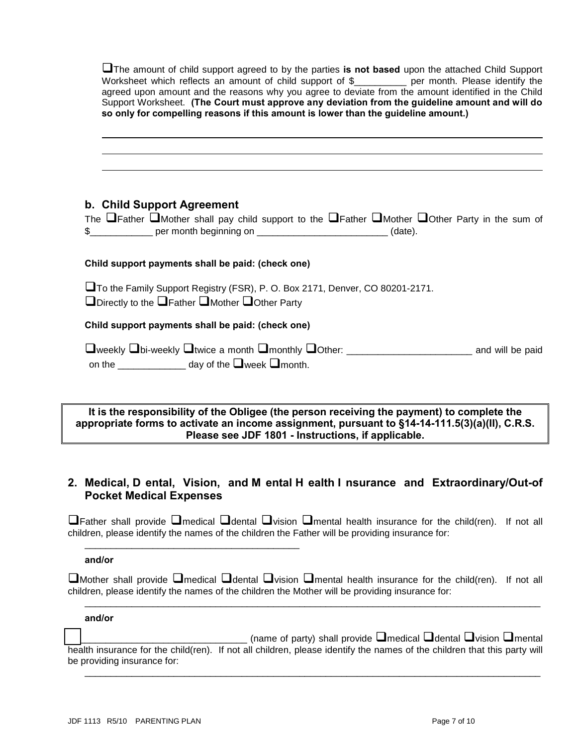☐The amount of child support agreed to by the parties **is not based** upon the attached Child Support Worksheet which reflects an amount of child support of $__________ per month. Please identify the agreed upon amount and the reasons why you agree to deviate from the amount identified in the Child Support Worksheet. **(The Court must approve any deviation from the guideline amount and will do so only for compelling reasons if this amount is lower than the guideline amount.)**

_______________________________________________________________________________

_______________________________________________________________________________

_______________________________________________________________________________

### b. Child Support Agreement

The ☐Father ☐Mother shall pay child support to the ☐Father ☐Mother ☐Other Party in the sum of $____________ per month beginning on _________________________ (date).

**Child support payments shall be paid: (check one)**

☐To the Family Support Registry (FSR), P. O. Box 2171, Denver, CO 80201-2171.

☐Directly to the ☐Father ☐Mother ☐Other Party

**Child support payments shall be paid: (check one)**

☐weekly ☐bi-weekly ☐twice a month ☐monthly ☐Other: ________________________ and will be paid on the _____________ day of the ☐week ☐month.

> **It is the responsibility of the Obligee (the person receiving the payment) to complete the appropriate forms to activate an income assignment, pursuant to §14-14-111.5(3)(a)(II), C.R.S. Please see JDF 1801 - Instructions, if applicable.**

## 2. Medical, Dental, Vision, and Mental Health Insurance and Extraordinary/Out-of Pocket Medical Expenses

☐Father shall provide ☐medical ☐dental ☐vision ☐mental health insurance for the child(ren). If not all children, please identify the names of the children the Father will be providing insurance for:

__________________________________________

**and/or**

☐Mother shall provide ☐medical ☐dental ☐vision ☐mental health insurance for the child(ren). If not all children, please identify the names of the children the Mother will be providing insurance for:

_______________________________________________________________________________

**and/or**

☐_______________________________ (name of party) shall provide ☐medical ☐dental ☐vision ☐mental health insurance for the child(ren). If not all children, please identify the names of the children that this party will be providing insurance for:

_______________________________________________________________________________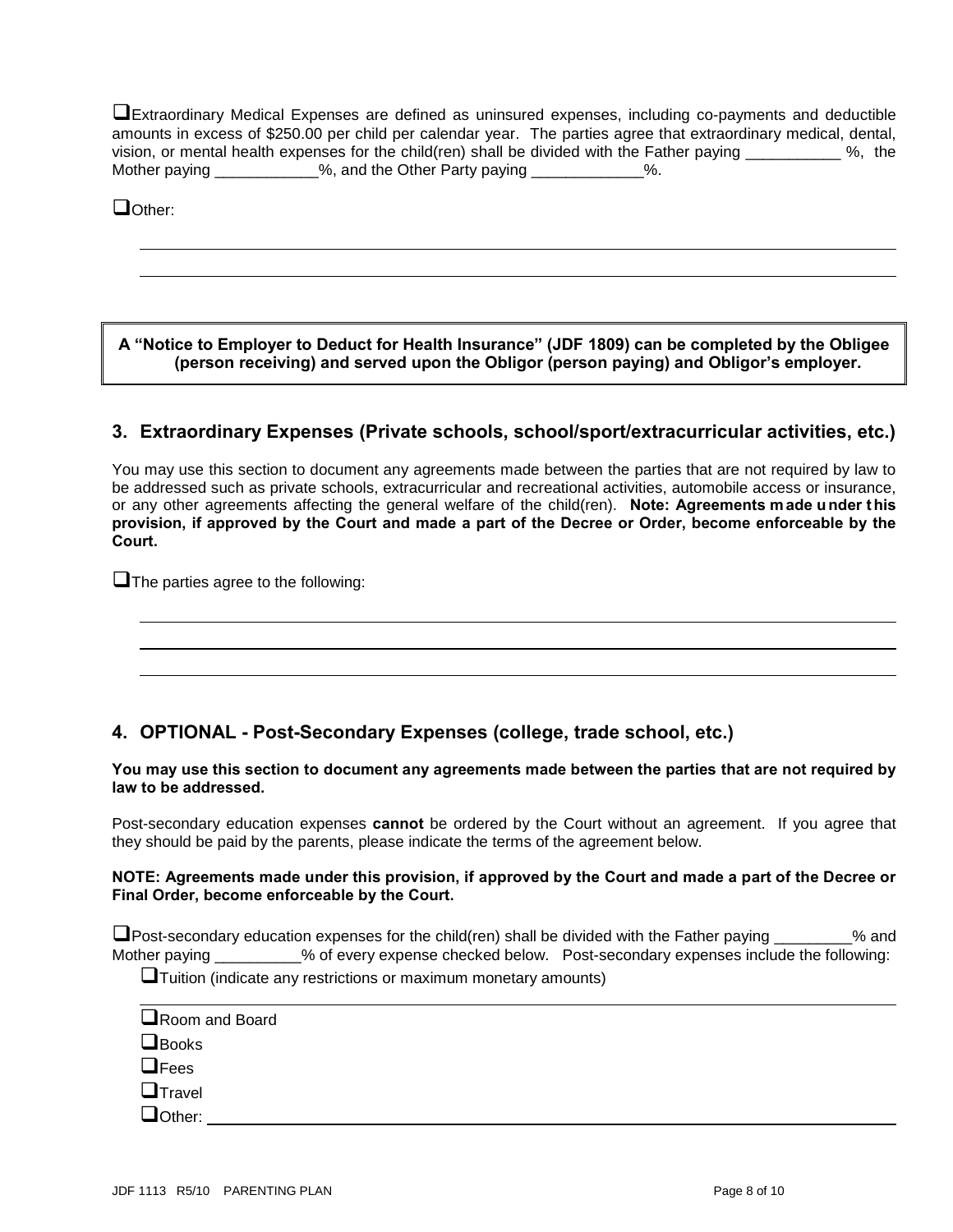☐Extraordinary Medical Expenses are defined as uninsured expenses, including co-payments and deductible amounts in excess of $250.00 per child per calendar year. The parties agree that extraordinary medical, dental, vision, or mental health expenses for the child(ren) shall be divided with the Father paying ___________ %, the Mother paying ____________%, and the Other Party paying _____________%.

☐Other:

______________________________________________________________________________

______________________________________________________________________________

**A "Notice to Employer to Deduct for Health Insurance" (JDF 1809) can be completed by the Obligee (person receiving) and served upon the Obligor (person paying) and Obligor's employer.**

## 3. Extraordinary Expenses (Private schools, school/sport/extracurricular activities, etc.)

You may use this section to document any agreements made between the parties that are not required by law to be addressed such as private schools, extracurricular and recreational activities, automobile access or insurance, or any other agreements affecting the general welfare of the child(ren). **Note: Agreements made under this provision, if approved by the Court and made a part of the Decree or Order, become enforceable by the Court.**

☐The parties agree to the following:

______________________________________________________________________________

______________________________________________________________________________

______________________________________________________________________________

## 4. OPTIONAL - Post-Secondary Expenses (college, trade school, etc.)

**You may use this section to document any agreements made between the parties that are not required by law to be addressed.**

Post-secondary education expenses **cannot** be ordered by the Court without an agreement. If you agree that they should be paid by the parents, please indicate the terms of the agreement below.

**NOTE: Agreements made under this provision, if approved by the Court and made a part of the Decree or Final Order, become enforceable by the Court.**

☐Post-secondary education expenses for the child(ren) shall be divided with the Father paying _________% and Mother paying __________% of every expense checked below. Post-secondary expenses include the following:

☐Tuition (indicate any restrictions or maximum monetary amounts)

______________________________________________________________________________

☐Room and Board
☐Books
☐Fees
☐Travel
☐Other: ______________________________________________________________________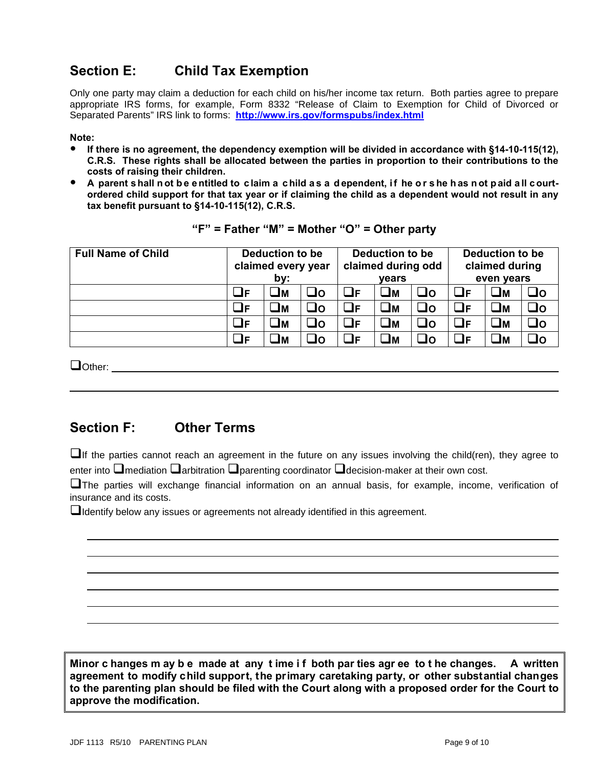## Section E: Child Tax Exemption

Only one party may claim a deduction for each child on his/her income tax return. Both parties agree to prepare appropriate IRS forms, for example, Form 8332 "Release of Claim to Exemption for Child of Divorced or Separated Parents" IRS link to forms: **http://www.irs.gov/formspubs/index.html**

**Note:**

- **If there is no agreement, the dependency exemption will be divided in accordance with §14-10-115(12), C.R.S. These rights shall be allocated between the parties in proportion to their contributions to the costs of raising their children.**
- **A parent shall not be entitled to claim a child as a dependent, if he or she has not paid all court-ordered child support for that tax year or if claiming the child as a dependent would not result in any tax benefit pursuant to §14-10-115(12), C.R.S.**

**"F" = Father "M" = Mother "O" = Other party**

| Full Name of Child | Deduction to be claimed every year by: | | | Deduction to be claimed during odd years | | | Deduction to be claimed during even years | | |
|---|---|---|---|---|---|---|---|---|---|
| | ❑F | ❑M | ❑O | ❑F | ❑M | ❑O | ❑F | ❑M | ❑O |
| | ❑F | ❑M | ❑O | ❑F | ❑M | ❑O | ❑F | ❑M | ❑O |
| | ❑F | ❑M | ❑O | ❑F | ❑M | ❑O | ❑F | ❑M | ❑O |
| | ❑F | ❑M | ❑O | ❑F | ❑M | ❑O | ❑F | ❑M | ❑O |

❑Other: ____________________________________________

____________________________________________

## Section F: Other Terms

❑If the parties cannot reach an agreement in the future on any issues involving the child(ren), they agree to enter into ❑mediation ❑arbitration ❑parenting coordinator ❑decision-maker at their own cost.

❑The parties will exchange financial information on an annual basis, for example, income, verification of insurance and its costs.

❑Identify below any issues or agreements not already identified in this agreement.

____________________________________________

____________________________________________

____________________________________________

____________________________________________

____________________________________________

____________________________________________

**Minor changes may be made at any time if both parties agree to the changes. A written agreement to modify child support, the primary caretaking party, or other substantial changes to the parenting plan should be filed with the Court along with a proposed order for the Court to approve the modification.**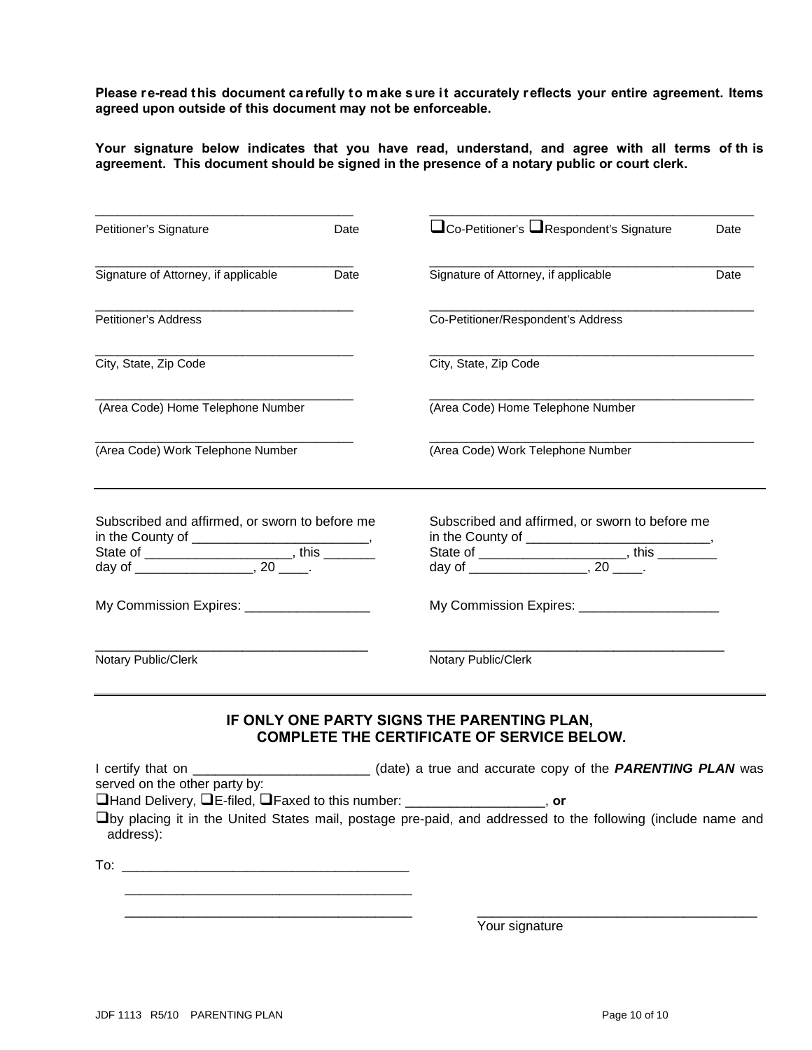**Please re-read this document carefully to make sure it accurately reflects your entire agreement. Items agreed upon outside of this document may not be enforceable.**

**Your signature below indicates that you have read, understand, and agree with all terms of this agreement. This document should be signed in the presence of a notary public or court clerk.**

| | |
|---|---|
| ______________________________________ | ______________________________________________ |
| Petitioner's Signature Date | ❑Co-Petitioner's ❑Respondent's Signature Date |
| ______________________________________ | ______________________________________________ |
| Signature of Attorney, if applicable Date | Signature of Attorney, if applicable Date |
| ______________________________________ | ______________________________________________ |
| Petitioner's Address | Co-Petitioner/Respondent's Address |
| ______________________________________ | ______________________________________________ |
| City, State, Zip Code | City, State, Zip Code |
| ______________________________________ | ______________________________________________ |
| (Area Code) Home Telephone Number | (Area Code) Home Telephone Number |
| ______________________________________ | ______________________________________________ |
| (Area Code) Work Telephone Number | (Area Code) Work Telephone Number |

---

| | |
|---|---|
| Subscribed and affirmed, or sworn to before me in the County of ________________________, State of ____________________, this _______ day of ________________, 20 ____. | Subscribed and affirmed, or sworn to before me in the County of _________________________, State of ____________________, this ________ day of ________________, 20 ____. |
| My Commission Expires: _________________ | My Commission Expires: ___________________ |
| ______________________________________ | ______________________________________ |
| Notary Public/Clerk | Notary Public/Clerk |

---

## IF ONLY ONE PARTY SIGNS THE PARENTING PLAN, COMPLETE THE CERTIFICATE OF SERVICE BELOW.

I certify that on ________________________ (date) a true and accurate copy of the ***PARENTING PLAN*** was served on the other party by:

❑Hand Delivery, ❑E-filed, ❑Faxed to this number: __________________, **or**

❑by placing it in the United States mail, postage pre-paid, and addressed to the following (include name and address):

To: ______________________________________

______________________________________

______________________________________

______________________________________
Your signature

JDF 1113 R5/10 PARENTING PLAN